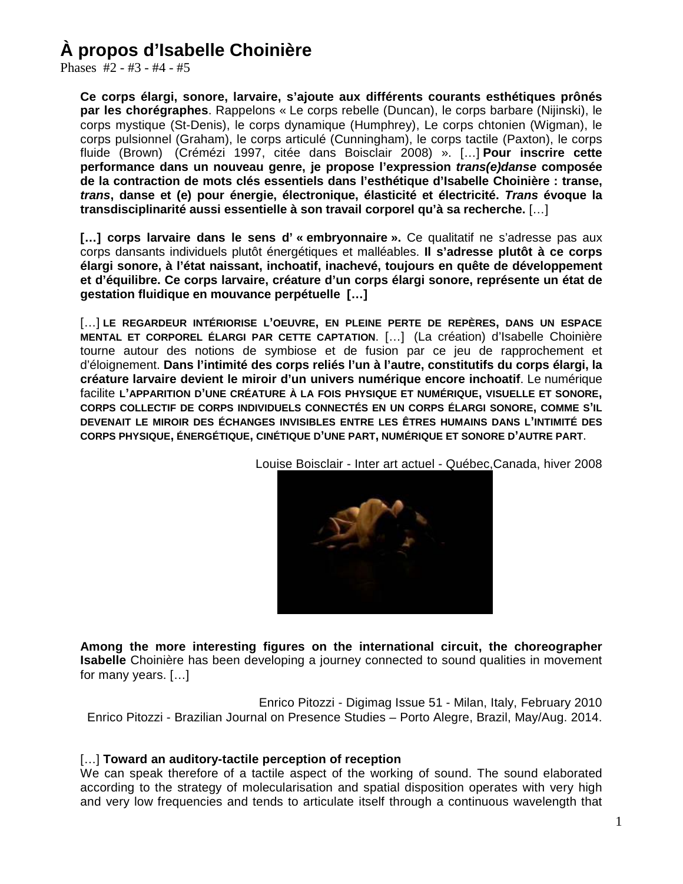# À propos d'Isabelle Choinière

Phases #2 - #3 - #4 - #5

**Ce corps élargi, sonore, larvaire, s'ajoute aux différents courants esthétiques prônés par les chorégraphes**. Rappelons « Le corps rebelle (Duncan), le corps barbare (Nijinski), le corps mystique (St-Denis), le corps dynamique (Humphrey), Le corps chtonien (Wigman), le corps pulsionnel (Graham), le corps articulé (Cunningham), le corps tactile (Paxton), le corps fluide (Brown) (Crémézi 1997, citée dans Boisclair 2008) ». […] **Pour inscrire cette performance dans un nouveau genre, je propose l'expression *trans(e)danse* composée de la contraction de mots clés essentiels dans l'esthétique d'Isabelle Choinière : transe, *trans*, danse et (e) pour énergie, électronique, élasticité et électricité. *Trans* évoque la transdisciplinarité aussi essentielle à son travail corporel qu'à sa recherche.** […]

**[…] corps larvaire dans le sens d' « embryonnaire ».** Ce qualitatif ne s'adresse pas aux corps dansants individuels plutôt énergétiques et malléables. **Il s'adresse plutôt à ce corps élargi sonore, à l'état naissant, inchoatif, inachevé, toujours en quête de développement et d'équilibre. Ce corps larvaire, créature d'un corps élargi sonore, représente un état de gestation fluidique en mouvance perpétuelle […]**

[…] **LE REGARDEUR INTÉRIORISE L'OEUVRE, EN PLEINE PERTE DE REPÈRES, DANS UN ESPACE MENTAL ET CORPOREL ÉLARGI PAR CETTE CAPTATION**. […] (La création) d'Isabelle Choinière tourne autour des notions de symbiose et de fusion par ce jeu de rapprochement et d'éloignement. **Dans l'intimité des corps reliés l'un à l'autre, constitutifs du corps élargi, la créature larvaire devient le miroir d'un univers numérique encore inchoatif**. Le numérique facilite **L'APPARITION D'UNE CRÉATURE À LA FOIS PHYSIQUE ET NUMÉRIQUE, VISUELLE ET SONORE, CORPS COLLECTIF DE CORPS INDIVIDUELS CONNECTÉS EN UN CORPS ÉLARGI SONORE, COMME S'IL DEVENAIT LE MIROIR DES ÉCHANGES INVISIBLES ENTRE LES ÊTRES HUMAINS DANS L'INTIMITÉ DES CORPS PHYSIQUE, ÉNERGÉTIQUE, CINÉTIQUE D'UNE PART, NUMÉRIQUE ET SONORE D'AUTRE PART**.

Louise Boisclair - Inter art actuel - Québec,Canada, hiver 2008

**Among the more interesting figures on the international circuit, the choreographer Isabelle** Choinière has been developing a journey connected to sound qualities in movement for many years. […]

Enrico Pitozzi - Digimag Issue 51 - Milan, Italy, February 2010
Enrico Pitozzi - Brazilian Journal on Presence Studies – Porto Alegre, Brazil, May/Aug. 2014.

[…] **Toward an auditory-tactile perception of reception**
We can speak therefore of a tactile aspect of the working of sound. The sound elaborated according to the strategy of molecularisation and spatial disposition operates with very high and very low frequencies and tends to articulate itself through a continuous wavelength that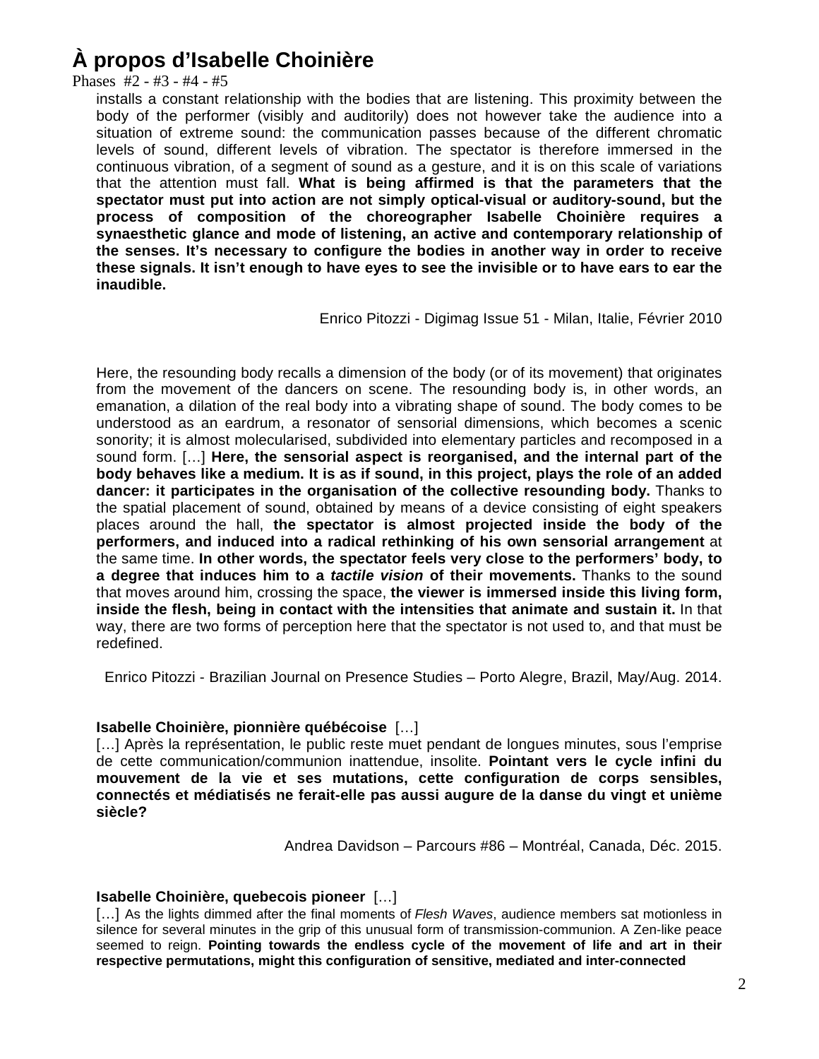# À propos d'Isabelle Choinière

Phases #2 - #3 - #4 - #5

installs a constant relationship with the bodies that are listening. This proximity between the body of the performer (visibly and auditorily) does not however take the audience into a situation of extreme sound: the communication passes because of the different chromatic levels of sound, different levels of vibration. The spectator is therefore immersed in the continuous vibration, of a segment of sound as a gesture, and it is on this scale of variations that the attention must fall. **What is being affirmed is that the parameters that the spectator must put into action are not simply optical-visual or auditory-sound, but the process of composition of the choreographer Isabelle Choinière requires a synaesthetic glance and mode of listening, an active and contemporary relationship of the senses. It's necessary to configure the bodies in another way in order to receive these signals. It isn't enough to have eyes to see the invisible or to have ears to ear the inaudible.**

Enrico Pitozzi - Digimag Issue 51 - Milan, Italie, Février 2010

Here, the resounding body recalls a dimension of the body (or of its movement) that originates from the movement of the dancers on scene. The resounding body is, in other words, an emanation, a dilation of the real body into a vibrating shape of sound. The body comes to be understood as an eardrum, a resonator of sensorial dimensions, which becomes a scenic sonority; it is almost molecularised, subdivided into elementary particles and recomposed in a sound form. […] **Here, the sensorial aspect is reorganised, and the internal part of the body behaves like a medium. It is as if sound, in this project, plays the role of an added dancer: it participates in the organisation of the collective resounding body.** Thanks to the spatial placement of sound, obtained by means of a device consisting of eight speakers places around the hall, **the spectator is almost projected inside the body of the performers, and induced into a radical rethinking of his own sensorial arrangement** at the same time. **In other words, the spectator feels very close to the performers' body, to a degree that induces him to a *tactile vision* of their movements.** Thanks to the sound that moves around him, crossing the space, **the viewer is immersed inside this living form, inside the flesh, being in contact with the intensities that animate and sustain it.** In that way, there are two forms of perception here that the spectator is not used to, and that must be redefined.

Enrico Pitozzi - Brazilian Journal on Presence Studies – Porto Alegre, Brazil, May/Aug. 2014.

**Isabelle Choinière, pionnière québécoise** […]

[…] Après la représentation, le public reste muet pendant de longues minutes, sous l'emprise de cette communication/communion inattendue, insolite. **Pointant vers le cycle infini du mouvement de la vie et ses mutations, cette configuration de corps sensibles, connectés et médiatisés ne ferait-elle pas aussi augure de la danse du vingt et unième siècle?**

Andrea Davidson – Parcours #86 – Montréal, Canada, Déc. 2015.

**Isabelle Choinière, quebecois pioneer** […]

[…] As the lights dimmed after the final moments of *Flesh Waves*, audience members sat motionless in silence for several minutes in the grip of this unusual form of transmission-communion. A Zen-like peace seemed to reign. **Pointing towards the endless cycle of the movement of life and art in their respective permutations, might this configuration of sensitive, mediated and inter-connected**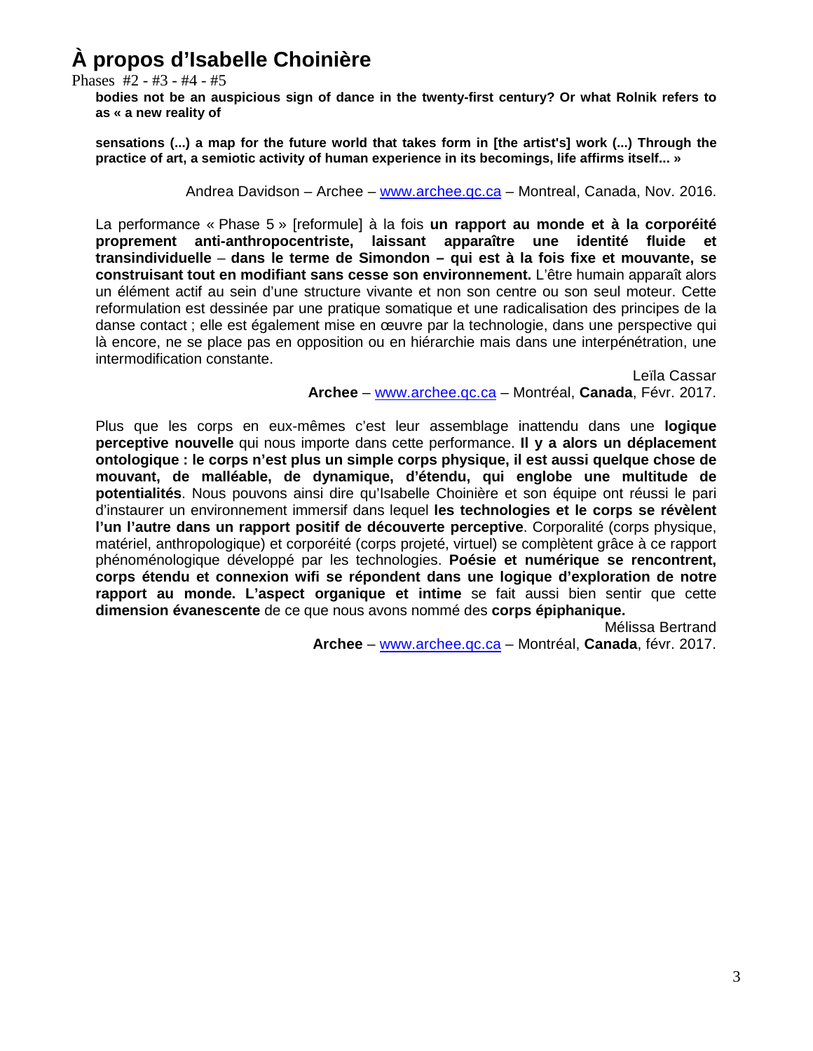# À propos d'Isabelle Choinière

Phases #2 - #3 - #4 - #5

**bodies not be an auspicious sign of dance in the twenty-first century? Or what Rolnik refers to as « a new reality of**

**sensations (...) a map for the future world that takes form in [the artist's] work (...) Through the practice of art, a semiotic activity of human experience in its becomings, life affirms itself... »**

Andrea Davidson – Archee – www.archee.qc.ca – Montreal, Canada, Nov. 2016.

La performance « Phase 5 » [reformule] à la fois **un rapport au monde et à la corporéité proprement anti-anthropocentriste, laissant apparaître une identité fluide et transindividuelle** – **dans le terme de Simondon – qui est à la fois fixe et mouvante, se construisant tout en modifiant sans cesse son environnement.** L'être humain apparaît alors un élément actif au sein d'une structure vivante et non son centre ou son seul moteur. Cette reformulation est dessinée par une pratique somatique et une radicalisation des principes de la danse contact ; elle est également mise en œuvre par la technologie, dans une perspective qui là encore, ne se place pas en opposition ou en hiérarchie mais dans une interpénétration, une intermodification constante.

Leïla Cassar
**Archee** – www.archee.qc.ca – Montréal, **Canada**, Févr. 2017.

Plus que les corps en eux-mêmes c'est leur assemblage inattendu dans une **logique perceptive nouvelle** qui nous importe dans cette performance. **Il y a alors un déplacement ontologique : le corps n'est plus un simple corps physique, il est aussi quelque chose de mouvant, de malléable, de dynamique, d'étendu, qui englobe une multitude de potentialités**. Nous pouvons ainsi dire qu'Isabelle Choinière et son équipe ont réussi le pari d'instaurer un environnement immersif dans lequel **les technologies et le corps se révèlent l'un l'autre dans un rapport positif de découverte perceptive**. Corporalité (corps physique, matériel, anthropologique) et corporéité (corps projeté, virtuel) se complètent grâce à ce rapport phénoménologique développé par les technologies. **Poésie et numérique se rencontrent, corps étendu et connexion wifi se répondent dans une logique d'exploration de notre rapport au monde. L'aspect organique et intime** se fait aussi bien sentir que cette **dimension évanescente** de ce que nous avons nommé des **corps épiphanique.**

Mélissa Bertrand
**Archee** – www.archee.qc.ca – Montréal, **Canada**, févr. 2017.